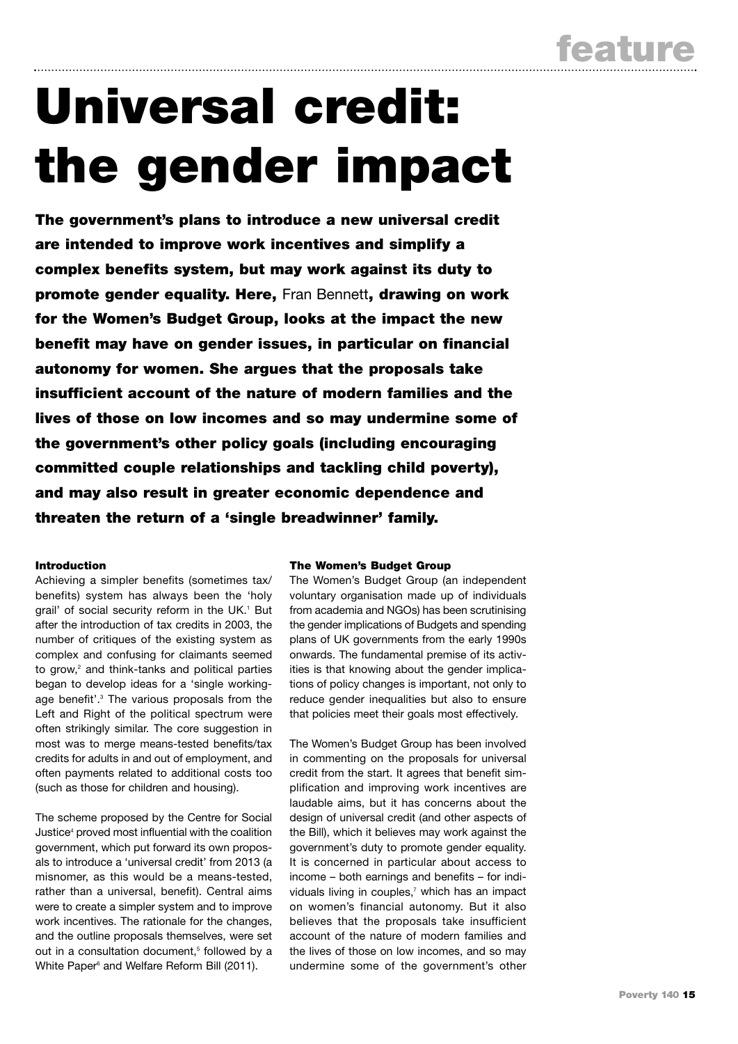# Universal credit: the gender impact

**The government's plans to introduce a new universal credit are intended to improve work incentives and simplify a complex benefits system, but may work against its duty to promote gender equality. Here,** Fran Bennett**, drawing on work for the Women's Budget Group, looks at the impact the new benefit may have on gender issues, in particular on financial autonomy for women. She argues that the proposals take insufficient account of the nature of modern families and the lives of those on low incomes and so may undermine some of the government's other policy goals (including encouraging committed couple relationships and tackling child poverty), and may also result in greater economic dependence and threaten the return of a 'single breadwinner' family.**

### Introduction

Achieving a simpler benefits (sometimes tax/benefits) system has always been the 'holy grail' of social security reform in the UK.[1] But after the introduction of tax credits in 2003, the number of critiques of the existing system as complex and confusing for claimants seemed to grow,[2] and think-tanks and political parties began to develop ideas for a 'single working-age benefit'.[3] The various proposals from the Left and Right of the political spectrum were often strikingly similar. The core suggestion in most was to merge means-tested benefits/tax credits for adults in and out of employment, and often payments related to additional costs too (such as those for children and housing).

The scheme proposed by the Centre for Social Justice[4] proved most influential with the coalition government, which put forward its own proposals to introduce a 'universal credit' from 2013 (a misnomer, as this would be a means-tested, rather than a universal, benefit). Central aims were to create a simpler system and to improve work incentives. The rationale for the changes, and the outline proposals themselves, were set out in a consultation document,[5] followed by a White Paper[6] and Welfare Reform Bill (2011).

### The Women's Budget Group

The Women's Budget Group (an independent voluntary organisation made up of individuals from academia and NGOs) has been scrutinising the gender implications of Budgets and spending plans of UK governments from the early 1990s onwards. The fundamental premise of its activities is that knowing about the gender implications of policy changes is important, not only to reduce gender inequalities but also to ensure that policies meet their goals most effectively.

The Women's Budget Group has been involved in commenting on the proposals for universal credit from the start. It agrees that benefit simplification and improving work incentives are laudable aims, but it has concerns about the design of universal credit (and other aspects of the Bill), which it believes may work against the government's duty to promote gender equality. It is concerned in particular about access to income – both earnings and benefits – for individuals living in couples,[7] which has an impact on women's financial autonomy. But it also believes that the proposals take insufficient account of the nature of modern families and the lives of those on low incomes, and so may undermine some of the government's other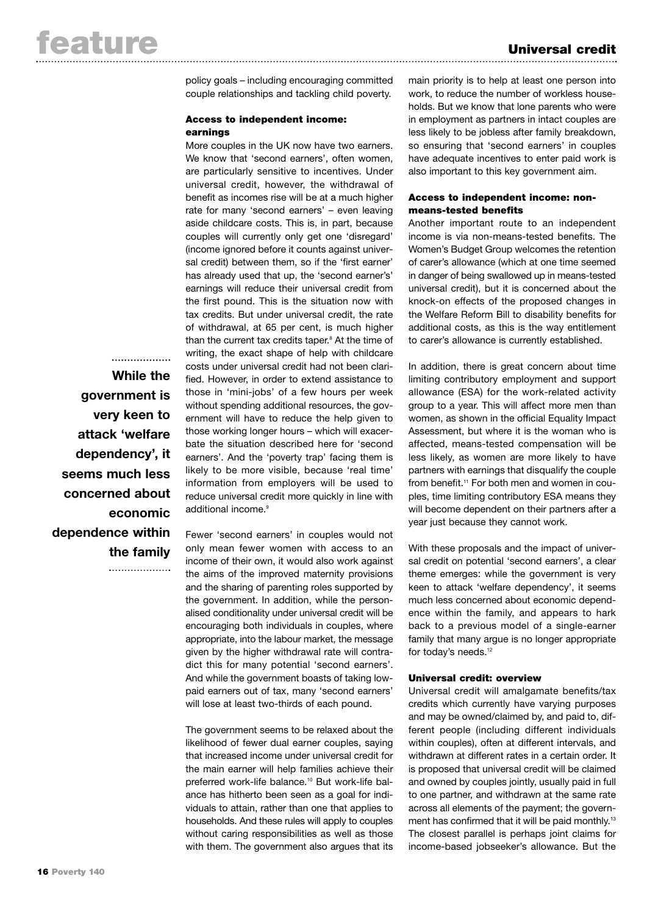policy goals – including encouraging committed couple relationships and tackling child poverty.

### Access to independent income: earnings

More couples in the UK now have two earners. We know that 'second earners', often women, are particularly sensitive to incentives. Under universal credit, however, the withdrawal of benefit as incomes rise will be at a much higher rate for many 'second earners' – even leaving aside childcare costs. This is, in part, because couples will currently only get one 'disregard' (income ignored before it counts against universal credit) between them, so if the 'first earner' has already used that up, the 'second earner's' earnings will reduce their universal credit from the first pound. This is the situation now with tax credits. But under universal credit, the rate of withdrawal, at 65 per cent, is much higher than the current tax credits taper.[8] At the time of writing, the exact shape of help with childcare costs under universal credit had not been clarified. However, in order to extend assistance to those in 'mini-jobs' of a few hours per week without spending additional resources, the government will have to reduce the help given to those working longer hours – which will exacerbate the situation described here for 'second earners'. And the 'poverty trap' facing them is likely to be more visible, because 'real time' information from employers will be used to reduce universal credit more quickly in line with additional income.[9]

> **While the government is very keen to attack 'welfare dependency', it seems much less concerned about economic dependence within the family**

Fewer 'second earners' in couples would not only mean fewer women with access to an income of their own, it would also work against the aims of the improved maternity provisions and the sharing of parenting roles supported by the government. In addition, while the personalised conditionality under universal credit will be encouraging both individuals in couples, where appropriate, into the labour market, the message given by the higher withdrawal rate will contradict this for many potential 'second earners'. And while the government boasts of taking low-paid earners out of tax, many 'second earners' will lose at least two-thirds of each pound.

The government seems to be relaxed about the likelihood of fewer dual earner couples, saying that increased income under universal credit for the main earner will help families achieve their preferred work-life balance.[10] But work-life balance has hitherto been seen as a goal for individuals to attain, rather than one that applies to households. And these rules will apply to couples without caring responsibilities as well as those with them. The government also argues that its main priority is to help at least one person into work, to reduce the number of workless households. But we know that lone parents who were in employment as partners in intact couples are less likely to be jobless after family breakdown, so ensuring that 'second earners' in couples have adequate incentives to enter paid work is also important to this key government aim.

### Access to independent income: non-means-tested benefits

Another important route to an independent income is via non-means-tested benefits. The Women's Budget Group welcomes the retention of carer's allowance (which at one time seemed in danger of being swallowed up in means-tested universal credit), but it is concerned about the knock-on effects of the proposed changes in the Welfare Reform Bill to disability benefits for additional costs, as this is the way entitlement to carer's allowance is currently established.

In addition, there is great concern about time limiting contributory employment and support allowance (ESA) for the work-related activity group to a year. This will affect more men than women, as shown in the official Equality Impact Assessment, but where it is the woman who is affected, means-tested compensation will be less likely, as women are more likely to have partners with earnings that disqualify the couple from benefit.[11] For both men and women in couples, time limiting contributory ESA means they will become dependent on their partners after a year just because they cannot work.

With these proposals and the impact of universal credit on potential 'second earners', a clear theme emerges: while the government is very keen to attack 'welfare dependency', it seems much less concerned about economic dependence within the family, and appears to hark back to a previous model of a single-earner family that many argue is no longer appropriate for today's needs.[12]

### Universal credit: overview

Universal credit will amalgamate benefits/tax credits which currently have varying purposes and may be owned/claimed by, and paid to, different people (including different individuals within couples), often at different intervals, and withdrawn at different rates in a certain order. It is proposed that universal credit will be claimed and owned by couples jointly, usually paid in full to one partner, and withdrawn at the same rate across all elements of the payment; the government has confirmed that it will be paid monthly.[13] The closest parallel is perhaps joint claims for income-based jobseeker's allowance. But the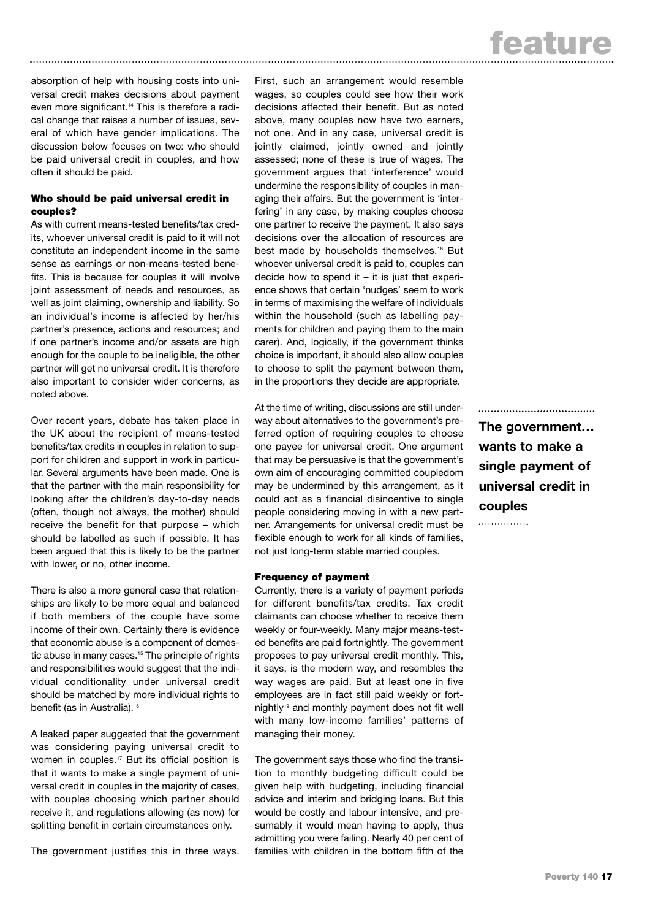absorption of help with housing costs into universal credit makes decisions about payment even more significant.[14] This is therefore a radical change that raises a number of issues, several of which have gender implications. The discussion below focuses on two: who should be paid universal credit in couples, and how often it should be paid.

### Who should be paid universal credit in couples?

As with current means-tested benefits/tax credits, whoever universal credit is paid to it will not constitute an independent income in the same sense as earnings or non-means-tested benefits. This is because for couples it will involve joint assessment of needs and resources, as well as joint claiming, ownership and liability. So an individual's income is affected by her/his partner's presence, actions and resources; and if one partner's income and/or assets are high enough for the couple to be ineligible, the other partner will get no universal credit. It is therefore also important to consider wider concerns, as noted above.

Over recent years, debate has taken place in the UK about the recipient of means-tested benefits/tax credits in couples in relation to support for children and support in work in particular. Several arguments have been made. One is that the partner with the main responsibility for looking after the children's day-to-day needs (often, though not always, the mother) should receive the benefit for that purpose – which should be labelled as such if possible. It has been argued that this is likely to be the partner with lower, or no, other income.

There is also a more general case that relationships are likely to be more equal and balanced if both members of the couple have some income of their own. Certainly there is evidence that economic abuse is a component of domestic abuse in many cases.[15] The principle of rights and responsibilities would suggest that the individual conditionality under universal credit should be matched by more individual rights to benefit (as in Australia).[16]

A leaked paper suggested that the government was considering paying universal credit to women in couples.[17] But its official position is that it wants to make a single payment of universal credit in couples in the majority of cases, with couples choosing which partner should receive it, and regulations allowing (as now) for splitting benefit in certain circumstances only.

The government justifies this in three ways. First, such an arrangement would resemble wages, so couples could see how their work decisions affected their benefit. But as noted above, many couples now have two earners, not one. And in any case, universal credit is jointly claimed, jointly owned and jointly assessed; none of these is true of wages. The government argues that 'interference' would undermine the responsibility of couples in managing their affairs. But the government is 'interfering' in any case, by making couples choose one partner to receive the payment. It also says decisions over the allocation of resources are best made by households themselves.[18] But whoever universal credit is paid to, couples can decide how to spend it – it is just that experience shows that certain 'nudges' seem to work in terms of maximising the welfare of individuals within the household (such as labelling payments for children and paying them to the main carer). And, logically, if the government thinks choice is important, it should also allow couples to choose to split the payment between them, in the proportions they decide are appropriate.

At the time of writing, discussions are still underway about alternatives to the government's preferred option of requiring couples to choose one payee for universal credit. One argument that may be persuasive is that the government's own aim of encouraging committed coupledom may be undermined by this arrangement, as it could act as a financial disincentive to single people considering moving in with a new partner. Arrangements for universal credit must be flexible enough to work for all kinds of families, not just long-term stable married couples.

**The government… wants to make a single payment of universal credit in couples**

### Frequency of payment

Currently, there is a variety of payment periods for different benefits/tax credits. Tax credit claimants can choose whether to receive them weekly or four-weekly. Many major means-tested benefits are paid fortnightly. The government proposes to pay universal credit monthly. This, it says, is the modern way, and resembles the way wages are paid. But at least one in five employees are in fact still paid weekly or fortnightly[19] and monthly payment does not fit well with many low-income families' patterns of managing their money.

The government says those who find the transition to monthly budgeting difficult could be given help with budgeting, including financial advice and interim and bridging loans. But this would be costly and labour intensive, and presumably it would mean having to apply, thus admitting you were failing. Nearly 40 per cent of families with children in the bottom fifth of the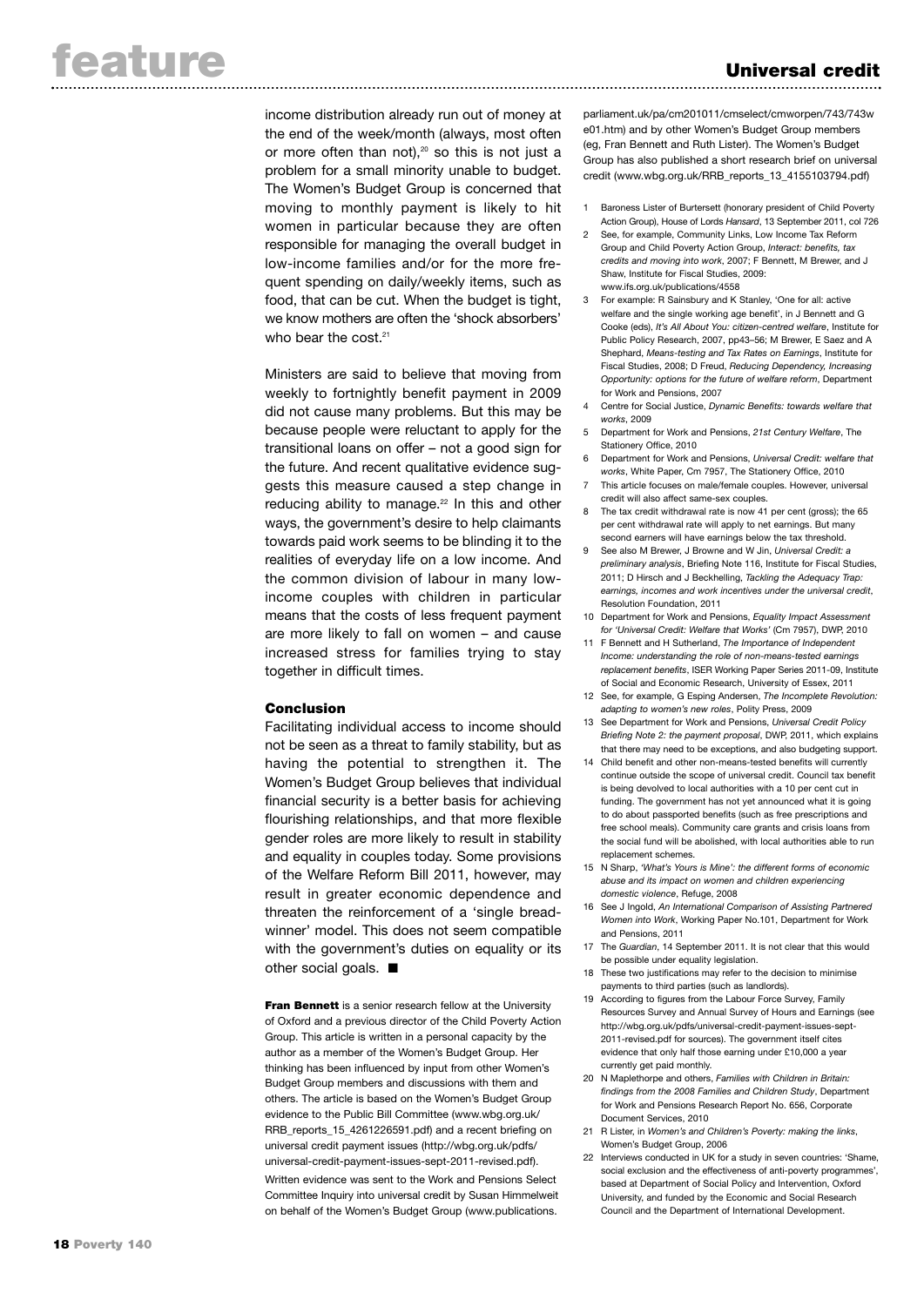income distribution already run out of money at the end of the week/month (always, most often or more often than not),[20] so this is not just a problem for a small minority unable to budget. The Women's Budget Group is concerned that moving to monthly payment is likely to hit women in particular because they are often responsible for managing the overall budget in low-income families and/or for the more frequent spending on daily/weekly items, such as food, that can be cut. When the budget is tight, we know mothers are often the 'shock absorbers' who bear the cost.[21]

Ministers are said to believe that moving from weekly to fortnightly benefit payment in 2009 did not cause many problems. But this may be because people were reluctant to apply for the transitional loans on offer – not a good sign for the future. And recent qualitative evidence suggests this measure caused a step change in reducing ability to manage.[22] In this and other ways, the government's desire to help claimants towards paid work seems to be blinding it to the realities of everyday life on a low income. And the common division of labour in many low-income couples with children in particular means that the costs of less frequent payment are more likely to fall on women – and cause increased stress for families trying to stay together in difficult times.

### Conclusion

Facilitating individual access to income should not be seen as a threat to family stability, but as having the potential to strengthen it. The Women's Budget Group believes that individual financial security is a better basis for achieving flourishing relationships, and that more flexible gender roles are more likely to result in stability and equality in couples today. Some provisions of the Welfare Reform Bill 2011, however, may result in greater economic dependence and threaten the reinforcement of a 'single breadwinner' model. This does not seem compatible with the government's duties on equality or its other social goals. ■

**Fran Bennett** is a senior research fellow at the University of Oxford and a previous director of the Child Poverty Action Group. This article is written in a personal capacity by the author as a member of the Women's Budget Group. Her thinking has been influenced by input from other Women's Budget Group members and discussions with them and others. The article is based on the Women's Budget Group evidence to the Public Bill Committee (www.wbg.org.uk/RRB_reports_15_4261226591.pdf) and a recent briefing on universal credit payment issues (http://wbg.org.uk/pdfs/universal-credit-payment-issues-sept-2011-revised.pdf). Written evidence was sent to the Work and Pensions Select Committee Inquiry into universal credit by Susan Himmelweit on behalf of the Women's Budget Group (www.publications.parliament.uk/pa/cm201011/cmselect/cmworpen/743/743we01.htm) and by other Women's Budget Group members (eg, Fran Bennett and Ruth Lister). The Women's Budget Group has also published a short research brief on universal credit (www.wbg.org.uk/RRB_reports_13_4155103794.pdf)

1. Baroness Lister of Burtersett (honorary president of Child Poverty Action Group), House of Lords *Hansard*, 13 September 2011, col 726
2. See, for example, Community Links, Low Income Tax Reform Group and Child Poverty Action Group, *Interact: benefits, tax credits and moving into work*, 2007; F Bennett, M Brewer, and J Shaw, Institute for Fiscal Studies, 2009: www.ifs.org.uk/publications/4558
3. For example: R Sainsbury and K Stanley, 'One for all: active welfare and the single working age benefit', in J Bennett and G Cooke (eds), *It's All About You: citizen-centred welfare*, Institute for Public Policy Research, 2007, pp43–56; M Brewer, E Saez and A Shephard, *Means-testing and Tax Rates on Earnings*, Institute for Fiscal Studies, 2008; D Freud, *Reducing Dependency, Increasing Opportunity: options for the future of welfare reform*, Department for Work and Pensions, 2007
4. Centre for Social Justice, *Dynamic Benefits: towards welfare that works*, 2009
5. Department for Work and Pensions, *21st Century Welfare*, The Stationery Office, 2010
6. Department for Work and Pensions, *Universal Credit: welfare that works*, White Paper, Cm 7957, The Stationery Office, 2010
7. This article focuses on male/female couples. However, universal credit will also affect same-sex couples.
8. The tax credit withdrawal rate is now 41 per cent (gross); the 65 per cent withdrawal rate will apply to net earnings. But many second earners will have earnings below the tax threshold.
9. See also M Brewer, J Browne and W Jin, *Universal Credit: a preliminary analysis*, Briefing Note 116, Institute for Fiscal Studies, 2011; D Hirsch and J Beckhelling, *Tackling the Adequacy Trap: earnings, incomes and work incentives under the universal credit*, Resolution Foundation, 2011
10. Department for Work and Pensions, *Equality Impact Assessment for 'Universal Credit: Welfare that Works'* (Cm 7957), DWP, 2010
11. F Bennett and H Sutherland, *The Importance of Independent Income: understanding the role of non-means-tested earnings replacement benefits*, ISER Working Paper Series 2011-09, Institute of Social and Economic Research, University of Essex, 2011
12. See, for example, G Esping Andersen, *The Incomplete Revolution: adapting to women's new roles*, Polity Press, 2009
13. See Department for Work and Pensions, *Universal Credit Policy Briefing Note 2: the payment proposal*, DWP, 2011, which explains that there may need to be exceptions, and also budgeting support.
14. Child benefit and other non-means-tested benefits will currently continue outside the scope of universal credit. Council tax benefit is being devolved to local authorities with a 10 per cent cut in funding. The government has not yet announced what it is going to do about passported benefits (such as free prescriptions and free school meals). Community care grants and crisis loans from the social fund will be abolished, with local authorities able to run replacement schemes.
15. N Sharp, *'What's Yours is Mine': the different forms of economic abuse and its impact on women and children experiencing domestic violence*, Refuge, 2008
16. See J Ingold, *An International Comparison of Assisting Partnered Women into Work*, Working Paper No.101, Department for Work and Pensions, 2011
17. The *Guardian*, 14 September 2011. It is not clear that this would be possible under equality legislation.
18. These two justifications may refer to the decision to minimise payments to third parties (such as landlords).
19. According to figures from the Labour Force Survey, Family Resources Survey and Annual Survey of Hours and Earnings (see http://wbg.org.uk/pdfs/universal-credit-payment-issues-sept-2011-revised.pdf for sources). The government itself cites evidence that only half those earning under £10,000 a year currently get paid monthly.
20. N Maplethorpe and others, *Families with Children in Britain: findings from the 2008 Families and Children Study*, Department for Work and Pensions Research Report No. 656, Corporate Document Services, 2010
21. R Lister, in *Women's and Children's Poverty: making the links*, Women's Budget Group, 2006
22. Interviews conducted in UK for a study in seven countries: 'Shame, social exclusion and the effectiveness of anti-poverty programmes', based at Department of Social Policy and Intervention, Oxford University, and funded by the Economic and Social Research Council and the Department of International Development.